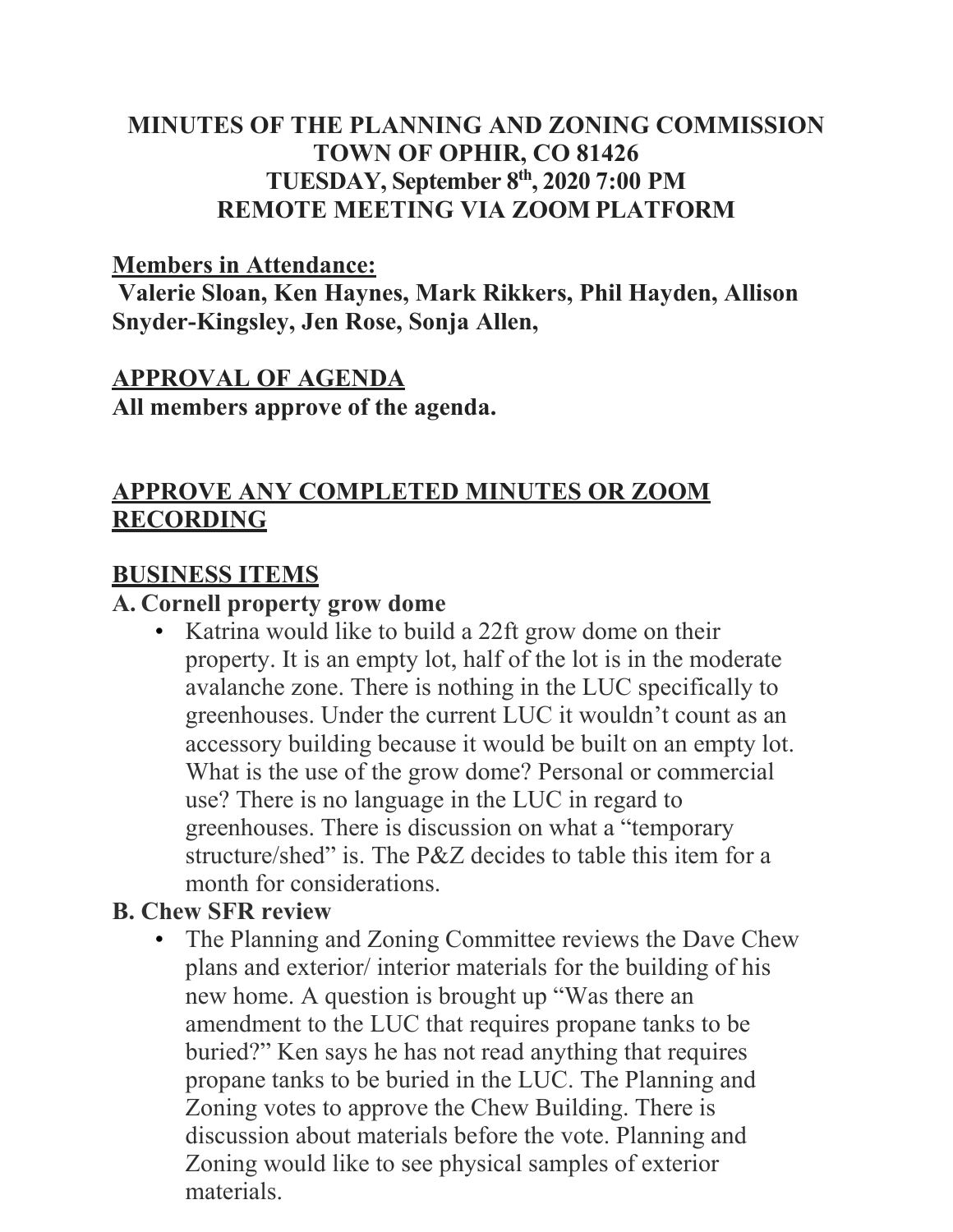# MINUTES OF THE PLANNING AND ZONING COMMISSION
# TOWN OF OPHIR, CO 81426
# TUESDAY, September 8th, 2020 7:00 PM
# REMOTE MEETING VIA ZOOM PLATFORM

**Members in Attendance:**
**Valerie Sloan, Ken Haynes, Mark Rikkers, Phil Hayden, Allison Snyder-Kingsley, Jen Rose, Sonja Allen,**

## APPROVAL OF AGENDA

**All members approve of the agenda.**

## APPROVE ANY COMPLETED MINUTES OR ZOOM RECORDING

## BUSINESS ITEMS

### A. Cornell property grow dome

- Katrina would like to build a 22ft grow dome on their property. It is an empty lot, half of the lot is in the moderate avalanche zone. There is nothing in the LUC specifically to greenhouses. Under the current LUC it wouldn't count as an accessory building because it would be built on an empty lot. What is the use of the grow dome? Personal or commercial use? There is no language in the LUC in regard to greenhouses. There is discussion on what a "temporary structure/shed" is. The P&Z decides to table this item for a month for considerations.

### B. Chew SFR review

- The Planning and Zoning Committee reviews the Dave Chew plans and exterior/ interior materials for the building of his new home. A question is brought up "Was there an amendment to the LUC that requires propane tanks to be buried?" Ken says he has not read anything that requires propane tanks to be buried in the LUC. The Planning and Zoning votes to approve the Chew Building. There is discussion about materials before the vote. Planning and Zoning would like to see physical samples of exterior materials.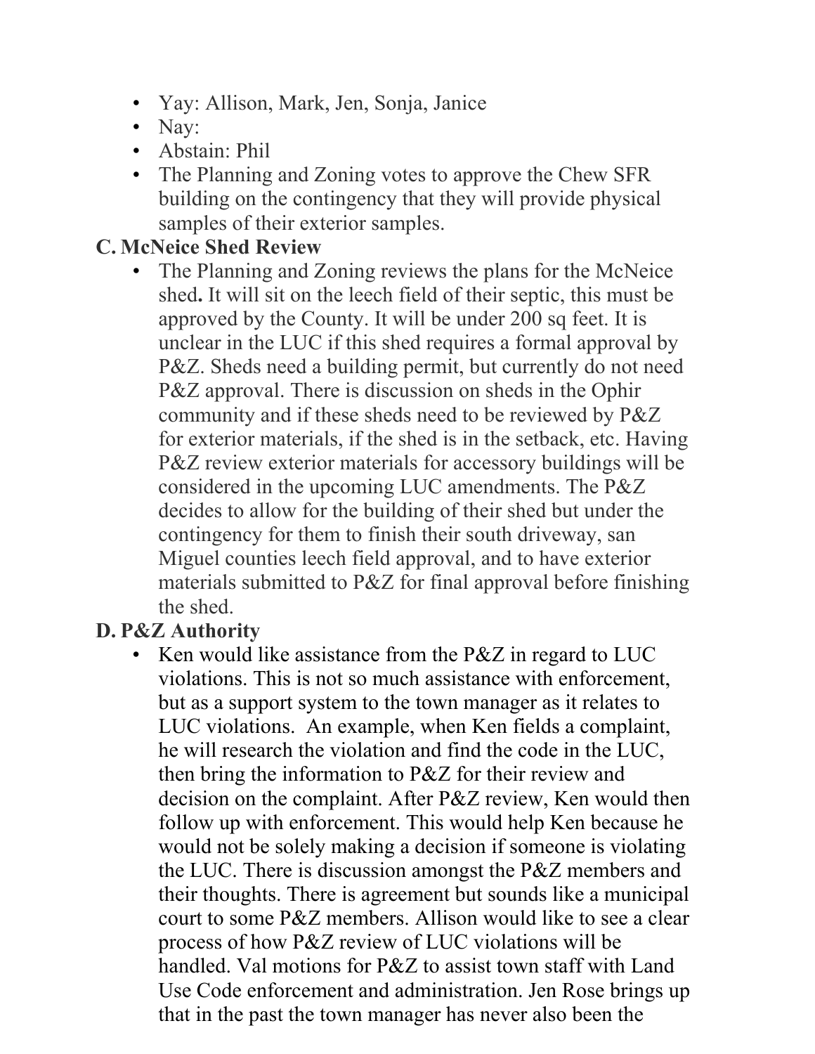- Yay: Allison, Mark, Jen, Sonja, Janice
- Nay:
- Abstain: Phil
- The Planning and Zoning votes to approve the Chew SFR building on the contingency that they will provide physical samples of their exterior samples.

**C. McNeice Shed Review**

- The Planning and Zoning reviews the plans for the McNeice shed**.** It will sit on the leech field of their septic, this must be approved by the County. It will be under 200 sq feet. It is unclear in the LUC if this shed requires a formal approval by P&Z. Sheds need a building permit, but currently do not need P&Z approval. There is discussion on sheds in the Ophir community and if these sheds need to be reviewed by P&Z for exterior materials, if the shed is in the setback, etc. Having P&Z review exterior materials for accessory buildings will be considered in the upcoming LUC amendments. The P&Z decides to allow for the building of their shed but under the contingency for them to finish their south driveway, san Miguel counties leech field approval, and to have exterior materials submitted to P&Z for final approval before finishing the shed.

**D. P&Z Authority**

- Ken would like assistance from the P&Z in regard to LUC violations. This is not so much assistance with enforcement, but as a support system to the town manager as it relates to LUC violations. An example, when Ken fields a complaint, he will research the violation and find the code in the LUC, then bring the information to P&Z for their review and decision on the complaint. After P&Z review, Ken would then follow up with enforcement. This would help Ken because he would not be solely making a decision if someone is violating the LUC. There is discussion amongst the P&Z members and their thoughts. There is agreement but sounds like a municipal court to some P&Z members. Allison would like to see a clear process of how P&Z review of LUC violations will be handled. Val motions for P&Z to assist town staff with Land Use Code enforcement and administration. Jen Rose brings up that in the past the town manager has never also been the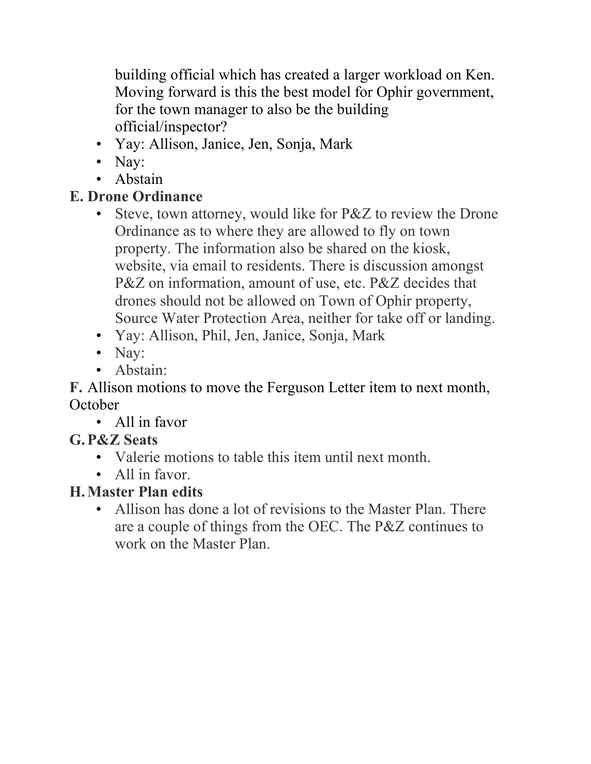building official which has created a larger workload on Ken. Moving forward is this the best model for Ophir government, for the town manager to also be the building official/inspector?

- Yay: Allison, Janice, Jen, Sonja, Mark
- Nay:
- Abstain

**E. Drone Ordinance**

- Steve, town attorney, would like for P&Z to review the Drone Ordinance as to where they are allowed to fly on town property. The information also be shared on the kiosk, website, via email to residents. There is discussion amongst P&Z on information, amount of use, etc. P&Z decides that drones should not be allowed on Town of Ophir property, Source Water Protection Area, neither for take off or landing.
- Yay: Allison, Phil, Jen, Janice, Sonja, Mark
- Nay:
- Abstain:

**F.** Allison motions to move the Ferguson Letter item to next month, October

- All in favor

**G. P&Z Seats**

- Valerie motions to table this item until next month.
- All in favor.

**H. Master Plan edits**

- Allison has done a lot of revisions to the Master Plan. There are a couple of things from the OEC. The P&Z continues to work on the Master Plan.